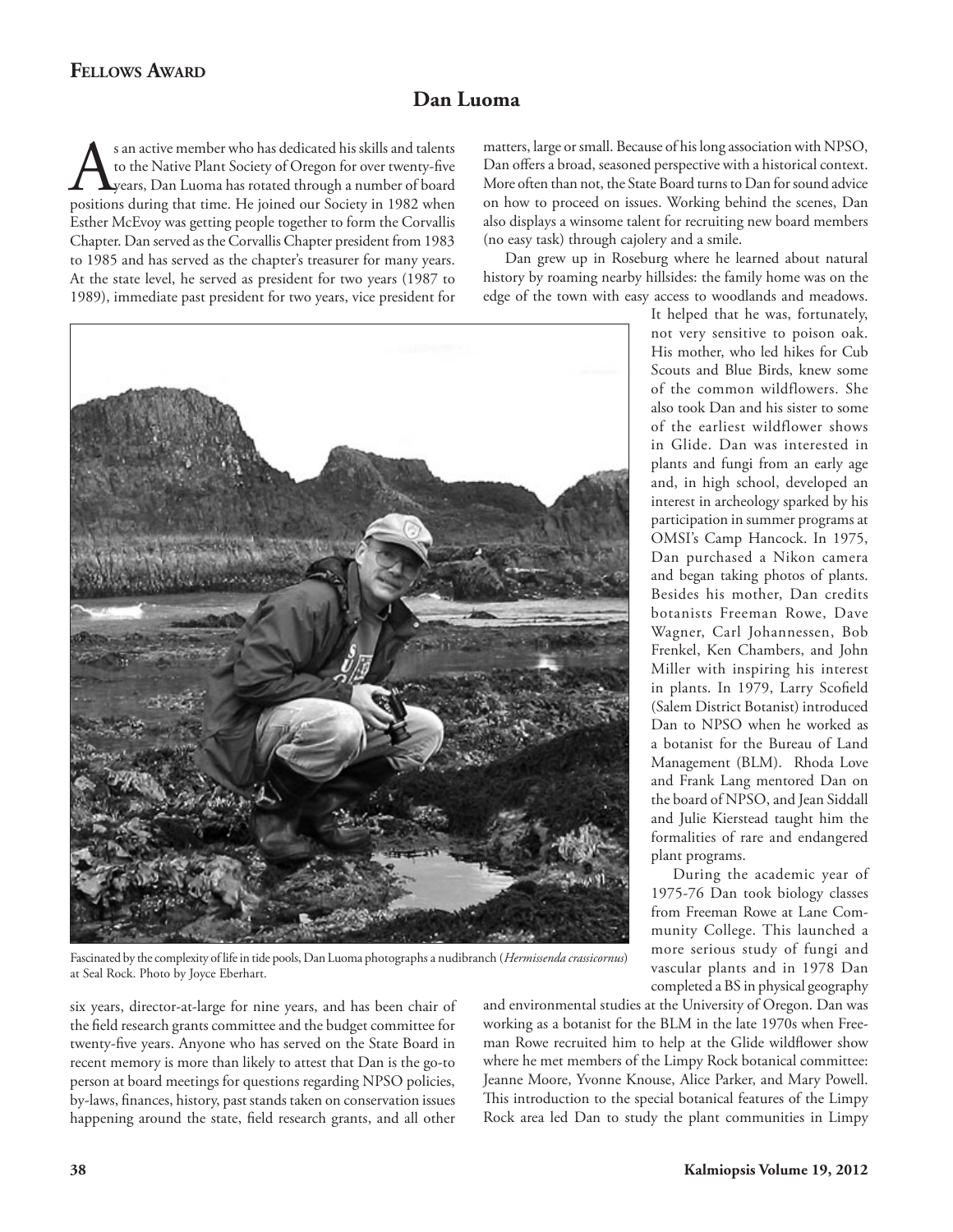## Fellows Award

# Dan Luoma

As an active member who has dedicated his skills and talents to the Native Plant Society of Oregon for over twenty-five years, Dan Luoma has rotated through a number of board positions during that time. He joined our Society in 1982 when Esther McEvoy was getting people together to form the Corvallis Chapter. Dan served as the Corvallis Chapter president from 1983 to 1985 and has served as the chapter's treasurer for many years. At the state level, he served as president for two years (1987 to 1989), immediate past president for two years, vice president for six years, director-at-large for nine years, and has been chair of the field research grants committee and the budget committee for twenty-five years. Anyone who has served on the State Board in recent memory is more than likely to attest that Dan is the go-to person at board meetings for questions regarding NPSO policies, by-laws, finances, history, past stands taken on conservation issues happening around the state, field research grants, and all other matters, large or small. Because of his long association with NPSO, Dan offers a broad, seasoned perspective with a historical context. More often than not, the State Board turns to Dan for sound advice on how to proceed on issues. Working behind the scenes, Dan also displays a winsome talent for recruiting new board members (no easy task) through cajolery and a smile.

Dan grew up in Roseburg where he learned about natural history by roaming nearby hillsides: the family home was on the edge of the town with easy access to woodlands and meadows. It helped that he was, fortunately, not very sensitive to poison oak. His mother, who led hikes for Cub Scouts and Blue Birds, knew some of the common wildflowers. She also took Dan and his sister to some of the earliest wildflower shows in Glide. Dan was interested in plants and fungi from an early age and, in high school, developed an interest in archeology sparked by his participation in summer programs at OMSI's Camp Hancock. In 1975, Dan purchased a Nikon camera and began taking photos of plants. Besides his mother, Dan credits botanists Freeman Rowe, Dave Wagner, Carl Johannessen, Bob Frenkel, Ken Chambers, and John Miller with inspiring his interest in plants. In 1979, Larry Scofield (Salem District Botanist) introduced Dan to NPSO when he worked as a botanist for the Bureau of Land Management (BLM). Rhoda Love and Frank Lang mentored Dan on the board of NPSO, and Jean Siddall and Julie Kierstead taught him the formalities of rare and endangered plant programs.

Fascinated by the complexity of life in tide pools, Dan Luoma photographs a nudibranch (*Hermissenda crassicornus*) at Seal Rock. Photo by Joyce Eberhart.

During the academic year of 1975-76 Dan took biology classes from Freeman Rowe at Lane Community College. This launched a more serious study of fungi and vascular plants and in 1978 Dan completed a BS in physical geography and environmental studies at the University of Oregon. Dan was working as a botanist for the BLM in the late 1970s when Freeman Rowe recruited him to help at the Glide wildflower show where he met members of the Limpy Rock botanical committee: Jeanne Moore, Yvonne Knouse, Alice Parker, and Mary Powell. This introduction to the special botanical features of the Limpy Rock area led Dan to study the plant communities in Limpy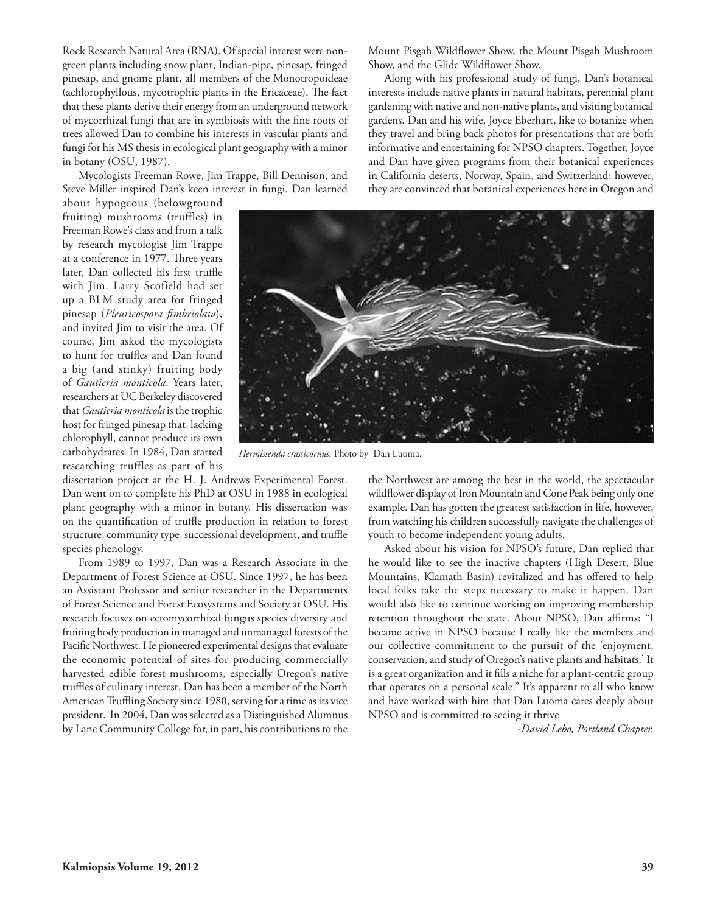Rock Research Natural Area (RNA). Of special interest were non-green plants including snow plant, Indian-pipe, pinesap, fringed pinesap, and gnome plant, all members of the Monotropoideae (achlorophyllous, mycotrophic plants in the Ericaceae). The fact that these plants derive their energy from an underground network of mycorrhizal fungi that are in symbiosis with the fine roots of trees allowed Dan to combine his interests in vascular plants and fungi for his MS thesis in ecological plant geography with a minor in botany (OSU, 1987).

Mycologists Freeman Rowe, Jim Trappe, Bill Dennison, and Steve Miller inspired Dan's keen interest in fungi. Dan learned about hypogeous (belowground fruiting) mushrooms (truffles) in Freeman Rowe's class and from a talk by research mycologist Jim Trappe at a conference in 1977. Three years later, Dan collected his first truffle with Jim. Larry Scofield had set up a BLM study area for fringed pinesap (*Pleuricospora fimbriolata*), and invited Jim to visit the area. Of course, Jim asked the mycologists to hunt for truffles and Dan found a big (and stinky) fruiting body of *Gautieria monticola*. Years later, researchers at UC Berkeley discovered that *Gautieria monticola* is the trophic host for fringed pinesap that, lacking chlorophyll, cannot produce its own carbohydrates. In 1984, Dan started researching truffles as part of his dissertation project at the H. J. Andrews Experimental Forest. Dan went on to complete his PhD at OSU in 1988 in ecological plant geography with a minor in botany. His dissertation was on the quantification of truffle production in relation to forest structure, community type, successional development, and truffle species phenology.

From 1989 to 1997, Dan was a Research Associate in the Department of Forest Science at OSU. Since 1997, he has been an Assistant Professor and senior researcher in the Departments of Forest Science and Forest Ecosystems and Society at OSU. His research focuses on ectomycorrhizal fungus species diversity and fruiting body production in managed and unmanaged forests of the Pacific Northwest. He pioneered experimental designs that evaluate the economic potential of sites for producing commercially harvested edible forest mushrooms, especially Oregon's native truffles of culinary interest. Dan has been a member of the North American Truffling Society since 1980, serving for a time as its vice president. In 2004, Dan was selected as a Distinguished Alumnus by Lane Community College for, in part, his contributions to the Mount Pisgah Wildflower Show, the Mount Pisgah Mushroom Show, and the Glide Wildflower Show.

Along with his professional study of fungi, Dan's botanical interests include native plants in natural habitats, perennial plant gardening with native and non-native plants, and visiting botanical gardens. Dan and his wife, Joyce Eberhart, like to botanize when they travel and bring back photos for presentations that are both informative and entertaining for NPSO chapters. Together, Joyce and Dan have given programs from their botanical experiences in California deserts, Norway, Spain, and Switzerland; however, they are convinced that botanical experiences here in Oregon and the Northwest are among the best in the world, the spectacular wildflower display of Iron Mountain and Cone Peak being only one example. Dan has gotten the greatest satisfaction in life, however, from watching his children successfully navigate the challenges of youth to become independent young adults.

*Hermissenda crassicornus.* Photo by Dan Luoma.

Asked about his vision for NPSO's future, Dan replied that he would like to see the inactive chapters (High Desert, Blue Mountains, Klamath Basin) revitalized and has offered to help local folks take the steps necessary to make it happen. Dan would also like to continue working on improving membership retention throughout the state. About NPSO, Dan affirms: "I became active in NPSO because I really like the members and our collective commitment to the pursuit of the 'enjoyment, conservation, and study of Oregon's native plants and habitats.' It is a great organization and it fills a niche for a plant-centric group that operates on a personal scale." It's apparent to all who know and have worked with him that Dan Luoma cares deeply about NPSO and is committed to seeing it thrive

*-David Lebo, Portland Chapter.*